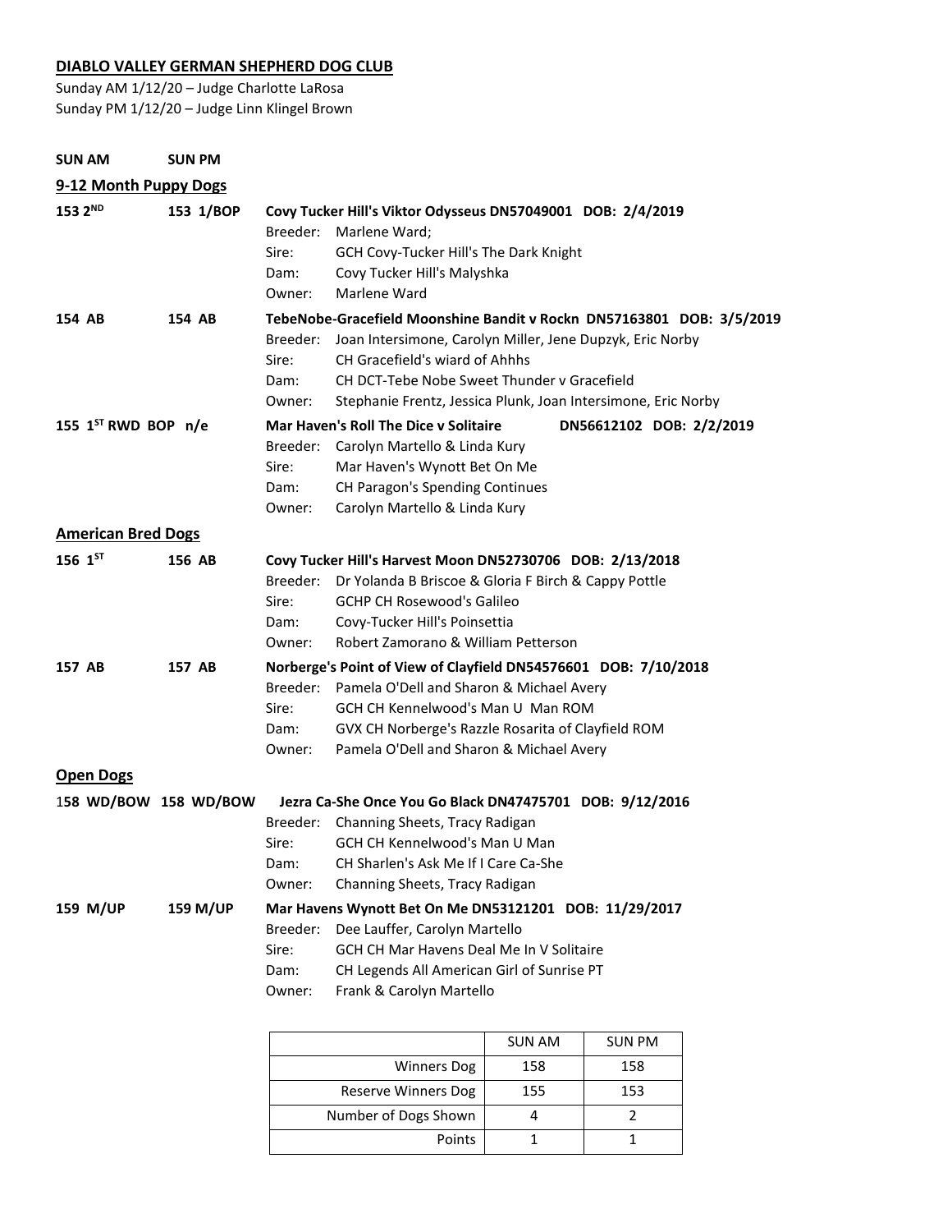**DIABLO VALLEY GERMAN SHEPHERD DOG CLUB**

Sunday AM 1/12/20 – Judge Charlotte LaRosa
Sunday PM 1/12/20 – Judge Linn Klingel Brown

**SUN AM** **SUN PM**

**9-12 Month Puppy Dogs**

**153 2ND** **153 1/BOP** **Covy Tucker Hill's Viktor Odysseus DN57049001 DOB: 2/4/2019**
Breeder: Marlene Ward;
Sire: GCH Covy-Tucker Hill's The Dark Knight
Dam: Covy Tucker Hill's Malyshka
Owner: Marlene Ward

**154 AB** **154 AB** **TebeNobe-Gracefield Moonshine Bandit v Rockn DN57163801 DOB: 3/5/2019**
Breeder: Joan Intersimone, Carolyn Miller, Jene Dupzyk, Eric Norby
Sire: CH Gracefield's wiard of Ahhhs
Dam: CH DCT-Tebe Nobe Sweet Thunder v Gracefield
Owner: Stephanie Frentz, Jessica Plunk, Joan Intersimone, Eric Norby

**155 1ST RWD BOP n/e** **Mar Haven's Roll The Dice v Solitaire DN56612102 DOB: 2/2/2019**
Breeder: Carolyn Martello & Linda Kury
Sire: Mar Haven's Wynott Bet On Me
Dam: CH Paragon's Spending Continues
Owner: Carolyn Martello & Linda Kury

**American Bred Dogs**

**156 1ST** **156 AB** **Covy Tucker Hill's Harvest Moon DN52730706 DOB: 2/13/2018**
Breeder: Dr Yolanda B Briscoe & Gloria F Birch & Cappy Pottle
Sire: GCHP CH Rosewood's Galileo
Dam: Covy-Tucker Hill's Poinsettia
Owner: Robert Zamorano & William Petterson

**157 AB** **157 AB** **Norberge's Point of View of Clayfield DN54576601 DOB: 7/10/2018**
Breeder: Pamela O'Dell and Sharon & Michael Avery
Sire: GCH CH Kennelwood's Man U Man ROM
Dam: GVX CH Norberge's Razzle Rosarita of Clayfield ROM
Owner: Pamela O'Dell and Sharon & Michael Avery

**Open Dogs**

**158 WD/BOW** **158 WD/BOW** **Jezra Ca-She Once You Go Black DN47475701 DOB: 9/12/2016**
Breeder: Channing Sheets, Tracy Radigan
Sire: GCH CH Kennelwood's Man U Man
Dam: CH Sharlen's Ask Me If I Care Ca-She
Owner: Channing Sheets, Tracy Radigan

**159 M/UP** **159 M/UP** **Mar Havens Wynott Bet On Me DN53121201 DOB: 11/29/2017**
Breeder: Dee Lauffer, Carolyn Martello
Sire: GCH CH Mar Havens Deal Me In V Solitaire
Dam: CH Legends All American Girl of Sunrise PT
Owner: Frank & Carolyn Martello

| | SUN AM | SUN PM |
|---|---|---|
| Winners Dog | 158 | 158 |
| Reserve Winners Dog | 155 | 153 |
| Number of Dogs Shown | 4 | 2 |
| Points | 1 | 1 |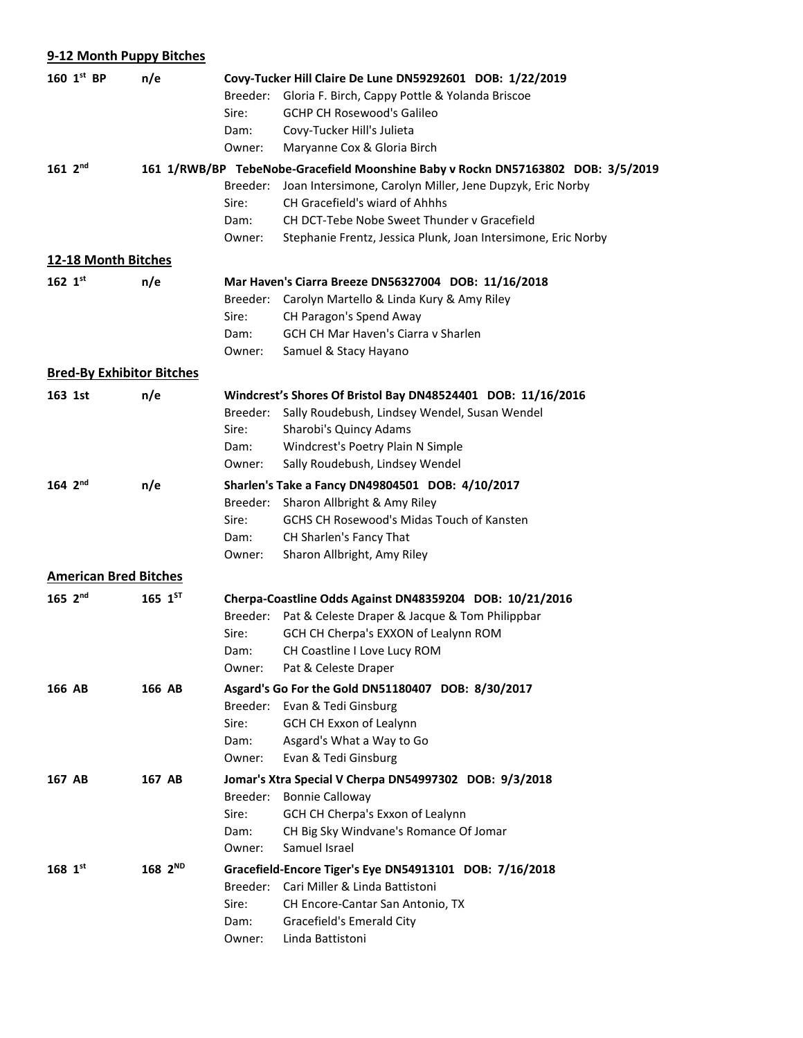## 9-12 Month Puppy Bitches

**160 1st BP** n/e **Covy-Tucker Hill Claire De Lune DN59292601 DOB: 1/22/2019**
Breeder: Gloria F. Birch, Cappy Pottle & Yolanda Briscoe
Sire: GCHP CH Rosewood's Galileo
Dam: Covy-Tucker Hill's Julieta
Owner: Maryanne Cox & Gloria Birch

**161 2nd** **161 1/RWB/BP TebeNobe-Gracefield Moonshine Baby v Rockn DN57163802 DOB: 3/5/2019**
Breeder: Joan Intersimone, Carolyn Miller, Jene Dupzyk, Eric Norby
Sire: CH Gracefield's wiard of Ahhhs
Dam: CH DCT-Tebe Nobe Sweet Thunder v Gracefield
Owner: Stephanie Frentz, Jessica Plunk, Joan Intersimone, Eric Norby

## 12-18 Month Bitches

**162 1st** n/e **Mar Haven's Ciarra Breeze DN56327004 DOB: 11/16/2018**
Breeder: Carolyn Martello & Linda Kury & Amy Riley
Sire: CH Paragon's Spend Away
Dam: GCH CH Mar Haven's Ciarra v Sharlen
Owner: Samuel & Stacy Hayano

## Bred-By Exhibitor Bitches

**163 1st** n/e **Windcrest's Shores Of Bristol Bay DN48524401 DOB: 11/16/2016**
Breeder: Sally Roudebush, Lindsey Wendel, Susan Wendel
Sire: Sharobi's Quincy Adams
Dam: Windcrest's Poetry Plain N Simple
Owner: Sally Roudebush, Lindsey Wendel

**164 2nd** n/e **Sharlen's Take a Fancy DN49804501 DOB: 4/10/2017**
Breeder: Sharon Allbright & Amy Riley
Sire: GCHS CH Rosewood's Midas Touch of Kansten
Dam: CH Sharlen's Fancy That
Owner: Sharon Allbright, Amy Riley

## American Bred Bitches

**165 2nd** 165 1ST **Cherpa-Coastline Odds Against DN48359204 DOB: 10/21/2016**
Breeder: Pat & Celeste Draper & Jacque & Tom Philippbar
Sire: GCH CH Cherpa's EXXON of Lealynn ROM
Dam: CH Coastline I Love Lucy ROM
Owner: Pat & Celeste Draper

**166 AB** 166 AB **Asgard's Go For the Gold DN51180407 DOB: 8/30/2017**
Breeder: Evan & Tedi Ginsburg
Sire: GCH CH Exxon of Lealynn
Dam: Asgard's What a Way to Go
Owner: Evan & Tedi Ginsburg

**167 AB** 167 AB **Jomar's Xtra Special V Cherpa DN54997302 DOB: 9/3/2018**
Breeder: Bonnie Calloway
Sire: GCH CH Cherpa's Exxon of Lealynn
Dam: CH Big Sky Windvane's Romance Of Jomar
Owner: Samuel Israel

**168 1st** 168 2ND **Gracefield-Encore Tiger's Eye DN54913101 DOB: 7/16/2018**
Breeder: Cari Miller & Linda Battistoni
Sire: CH Encore-Cantar San Antonio, TX
Dam: Gracefield's Emerald City
Owner: Linda Battistoni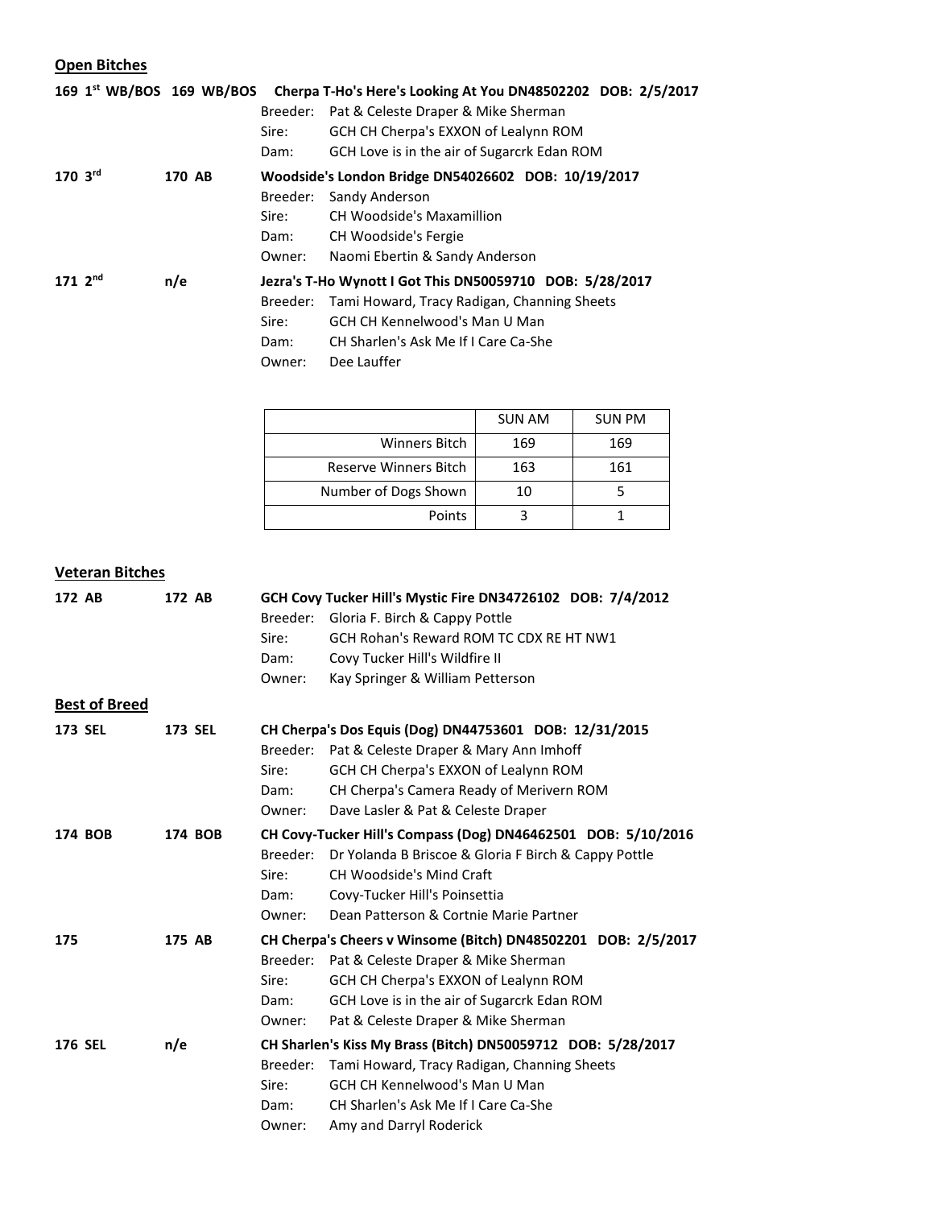## Open Bitches

**169 1st WB/BOS 169 WB/BOS Cherpa T-Ho's Here's Looking At You DN48502202 DOB: 2/5/2017**

Breeder: Pat & Celeste Draper & Mike Sherman
Sire: GCH CH Cherpa's EXXON of Lealynn ROM
Dam: GCH Love is in the air of Sugarcrk Edan ROM

**170 3rd 170 AB Woodside's London Bridge DN54026602 DOB: 10/19/2017**

Breeder: Sandy Anderson
Sire: CH Woodside's Maxamillion
Dam: CH Woodside's Fergie
Owner: Naomi Ebertin & Sandy Anderson

**171 2nd n/e Jezra's T-Ho Wynott I Got This DN50059710 DOB: 5/28/2017**

Breeder: Tami Howard, Tracy Radigan, Channing Sheets
Sire: GCH CH Kennelwood's Man U Man
Dam: CH Sharlen's Ask Me If I Care Ca-She
Owner: Dee Lauffer

| | SUN AM | SUN PM |
|---|---|---|
| Winners Bitch | 169 | 169 |
| Reserve Winners Bitch | 163 | 161 |
| Number of Dogs Shown | 10 | 5 |
| Points | 3 | 1 |

## Veteran Bitches

**172 AB 172 AB GCH Covy Tucker Hill's Mystic Fire DN34726102 DOB: 7/4/2012**

Breeder: Gloria F. Birch & Cappy Pottle
Sire: GCH Rohan's Reward ROM TC CDX RE HT NW1
Dam: Covy Tucker Hill's Wildfire II
Owner: Kay Springer & William Petterson

## Best of Breed

**173 SEL 173 SEL CH Cherpa's Dos Equis (Dog) DN44753601 DOB: 12/31/2015**

Breeder: Pat & Celeste Draper & Mary Ann Imhoff
Sire: GCH CH Cherpa's EXXON of Lealynn ROM
Dam: CH Cherpa's Camera Ready of Merivern ROM
Owner: Dave Lasler & Pat & Celeste Draper

**174 BOB 174 BOB CH Covy-Tucker Hill's Compass (Dog) DN46462501 DOB: 5/10/2016**

Breeder: Dr Yolanda B Briscoe & Gloria F Birch & Cappy Pottle
Sire: CH Woodside's Mind Craft
Dam: Covy-Tucker Hill's Poinsettia
Owner: Dean Patterson & Cortnie Marie Partner

**175 175 AB CH Cherpa's Cheers v Winsome (Bitch) DN48502201 DOB: 2/5/2017**

Breeder: Pat & Celeste Draper & Mike Sherman
Sire: GCH CH Cherpa's EXXON of Lealynn ROM
Dam: GCH Love is in the air of Sugarcrk Edan ROM
Owner: Pat & Celeste Draper & Mike Sherman

**176 SEL n/e CH Sharlen's Kiss My Brass (Bitch) DN50059712 DOB: 5/28/2017**

Breeder: Tami Howard, Tracy Radigan, Channing Sheets
Sire: GCH CH Kennelwood's Man U Man
Dam: CH Sharlen's Ask Me If I Care Ca-She
Owner: Amy and Darryl Roderick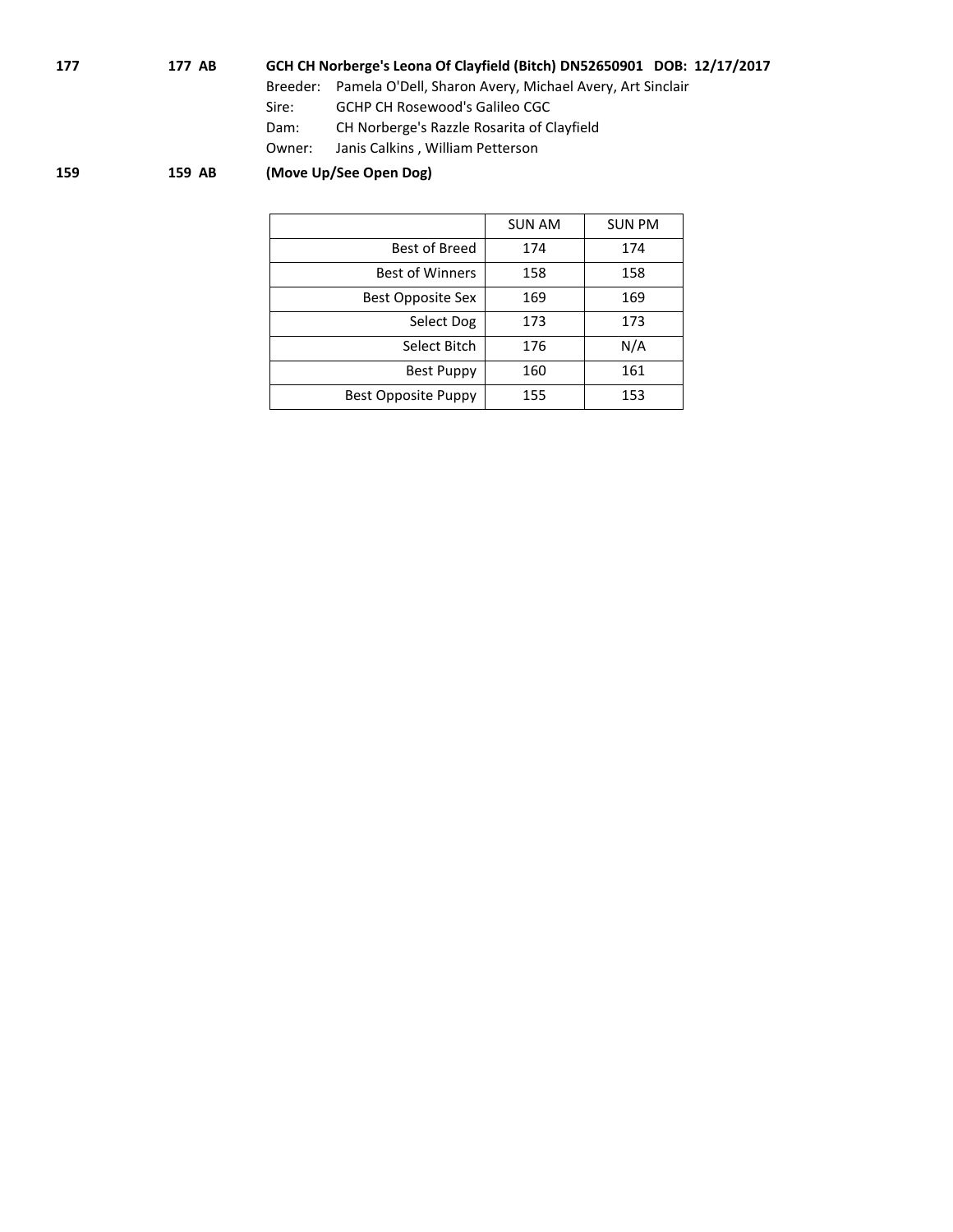**177** **177 AB** **GCH CH Norberge's Leona Of Clayfield (Bitch) DN52650901 DOB: 12/17/2017**

Breeder: Pamela O'Dell, Sharon Avery, Michael Avery, Art Sinclair
Sire: GCHP CH Rosewood's Galileo CGC
Dam: CH Norberge's Razzle Rosarita of Clayfield
Owner: Janis Calkins , William Petterson

**159** **159 AB** **(Move Up/See Open Dog)**

| | SUN AM | SUN PM |
|---|---|---|
| Best of Breed | 174 | 174 |
| Best of Winners | 158 | 158 |
| Best Opposite Sex | 169 | 169 |
| Select Dog | 173 | 173 |
| Select Bitch | 176 | N/A |
| Best Puppy | 160 | 161 |
| Best Opposite Puppy | 155 | 153 |